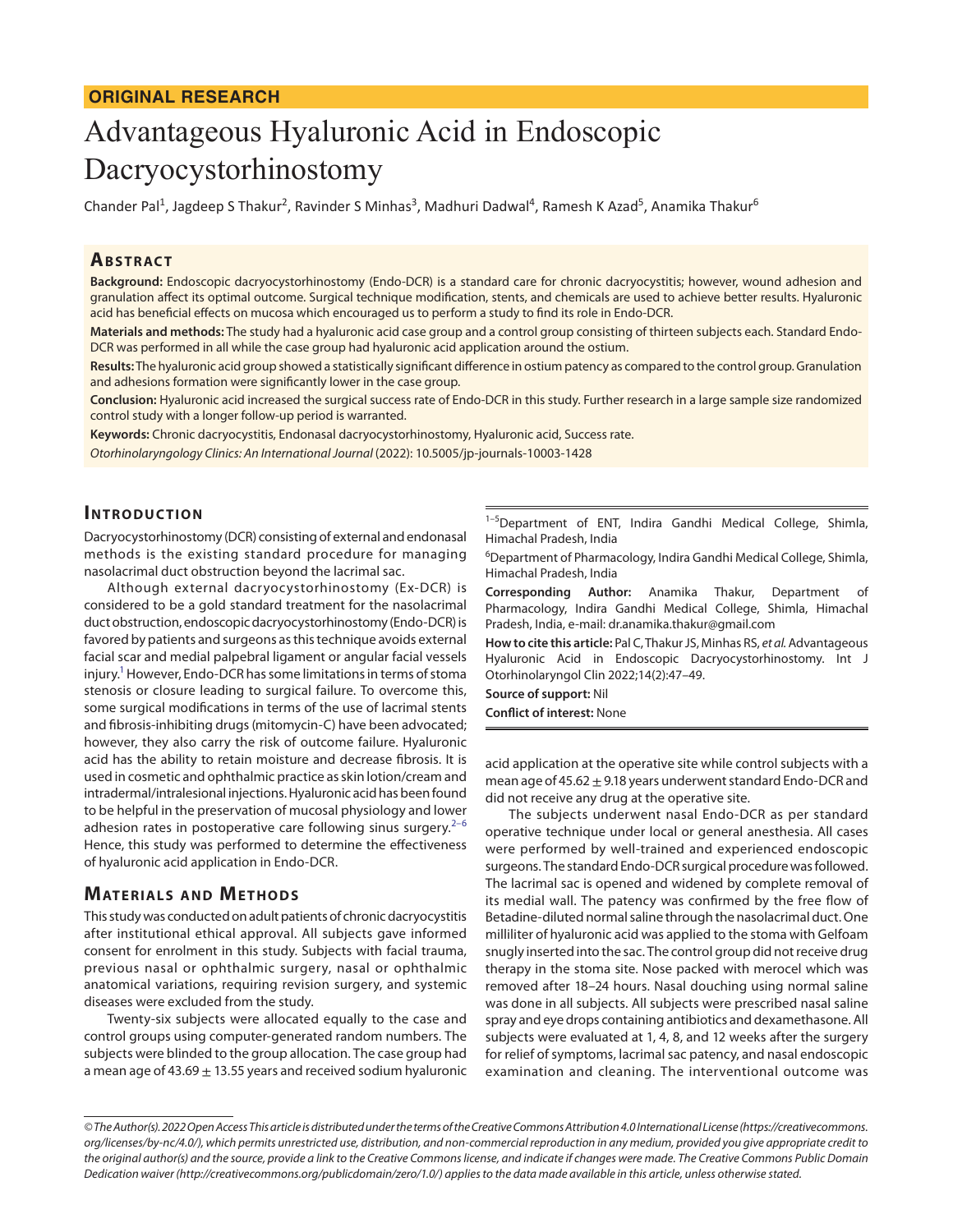ORIGINAL RESEARCH

# Advantageous Hyaluronic Acid in Endoscopic Dacryocystorhinostomy

Chander Pal[1], Jagdeep S Thakur[2], Ravinder S Minhas[3], Madhuri Dadwal[4], Ramesh K Azad[5], Anamika Thakur[6]

## Abstract

**Background:** Endoscopic dacryocystorhinostomy (Endo-DCR) is a standard care for chronic dacryocystitis; however, wound adhesion and granulation affect its optimal outcome. Surgical technique modification, stents, and chemicals are used to achieve better results. Hyaluronic acid has beneficial effects on mucosa which encouraged us to perform a study to find its role in Endo-DCR.

**Materials and methods:** The study had a hyaluronic acid case group and a control group consisting of thirteen subjects each. Standard Endo-DCR was performed in all while the case group had hyaluronic acid application around the ostium.

**Results:** The hyaluronic acid group showed a statistically significant difference in ostium patency as compared to the control group. Granulation and adhesions formation were significantly lower in the case group.

**Conclusion:** Hyaluronic acid increased the surgical success rate of Endo-DCR in this study. Further research in a large sample size randomized control study with a longer follow-up period is warranted.

**Keywords:** Chronic dacryocystitis, Endonasal dacryocystorhinostomy, Hyaluronic acid, Success rate.

*Otorhinolaryngology Clinics: An International Journal* (2022): 10.5005/jp-journals-10003-1428

[1–5]Department of ENT, Indira Gandhi Medical College, Shimla, Himachal Pradesh, India

[6]Department of Pharmacology, Indira Gandhi Medical College, Shimla, Himachal Pradesh, India

**Corresponding Author:** Anamika Thakur, Department of Pharmacology, Indira Gandhi Medical College, Shimla, Himachal Pradesh, India, e-mail: dr.anamika.thakur@gmail.com

**How to cite this article:** Pal C, Thakur JS, Minhas RS, *et al.* Advantageous Hyaluronic Acid in Endoscopic Dacryocystorhinostomy. Int J Otorhinolaryngol Clin 2022;14(2):47–49.

**Source of support:** Nil

**Conflict of interest:** None

## Introduction

Dacryocystorhinostomy (DCR) consisting of external and endonasal methods is the existing standard procedure for managing nasolacrimal duct obstruction beyond the lacrimal sac.

Although external dacryocystorhinostomy (Ex-DCR) is considered to be a gold standard treatment for the nasolacrimal duct obstruction, endoscopic dacryocystorhinostomy (Endo-DCR) is favored by patients and surgeons as this technique avoids external facial scar and medial palpebral ligament or angular facial vessels injury.[1] However, Endo-DCR has some limitations in terms of stoma stenosis or closure leading to surgical failure. To overcome this, some surgical modifications in terms of the use of lacrimal stents and fibrosis-inhibiting drugs (mitomycin-C) have been advocated; however, they also carry the risk of outcome failure. Hyaluronic acid has the ability to retain moisture and decrease fibrosis. It is used in cosmetic and ophthalmic practice as skin lotion/cream and intradermal/intralesional injections. Hyaluronic acid has been found to be helpful in the preservation of mucosal physiology and lower adhesion rates in postoperative care following sinus surgery.[2–6] Hence, this study was performed to determine the effectiveness of hyaluronic acid application in Endo-DCR.

## Materials and Methods

This study was conducted on adult patients of chronic dacryocystitis after institutional ethical approval. All subjects gave informed consent for enrolment in this study. Subjects with facial trauma, previous nasal or ophthalmic surgery, nasal or ophthalmic anatomical variations, requiring revision surgery, and systemic diseases were excluded from the study.

Twenty-six subjects were allocated equally to the case and control groups using computer-generated random numbers. The subjects were blinded to the group allocation. The case group had a mean age of $43.69 \pm 13.55$ years and received sodium hyaluronic acid application at the operative site while control subjects with a mean age of $45.62 \pm 9.18$ years underwent standard Endo-DCR and did not receive any drug at the operative site.

The subjects underwent nasal Endo-DCR as per standard operative technique under local or general anesthesia. All cases were performed by well-trained and experienced endoscopic surgeons. The standard Endo-DCR surgical procedure was followed. The lacrimal sac is opened and widened by complete removal of its medial wall. The patency was confirmed by the free flow of Betadine-diluted normal saline through the nasolacrimal duct. One milliliter of hyaluronic acid was applied to the stoma with Gelfoam snugly inserted into the sac. The control group did not receive drug therapy in the stoma site. Nose packed with merocel which was removed after 18–24 hours. Nasal douching using normal saline was done in all subjects. All subjects were prescribed nasal saline spray and eye drops containing antibiotics and dexamethasone. All subjects were evaluated at 1, 4, 8, and 12 weeks after the surgery for relief of symptoms, lacrimal sac patency, and nasal endoscopic examination and cleaning. The interventional outcome was

*© The Author(s). 2022 Open Access This article is distributed under the terms of the Creative Commons Attribution 4.0 International License (https://creativecommons.org/licenses/by-nc/4.0/), which permits unrestricted use, distribution, and non-commercial reproduction in any medium, provided you give appropriate credit to the original author(s) and the source, provide a link to the Creative Commons license, and indicate if changes were made. The Creative Commons Public Domain Dedication waiver (http://creativecommons.org/publicdomain/zero/1.0/) applies to the data made available in this article, unless otherwise stated.*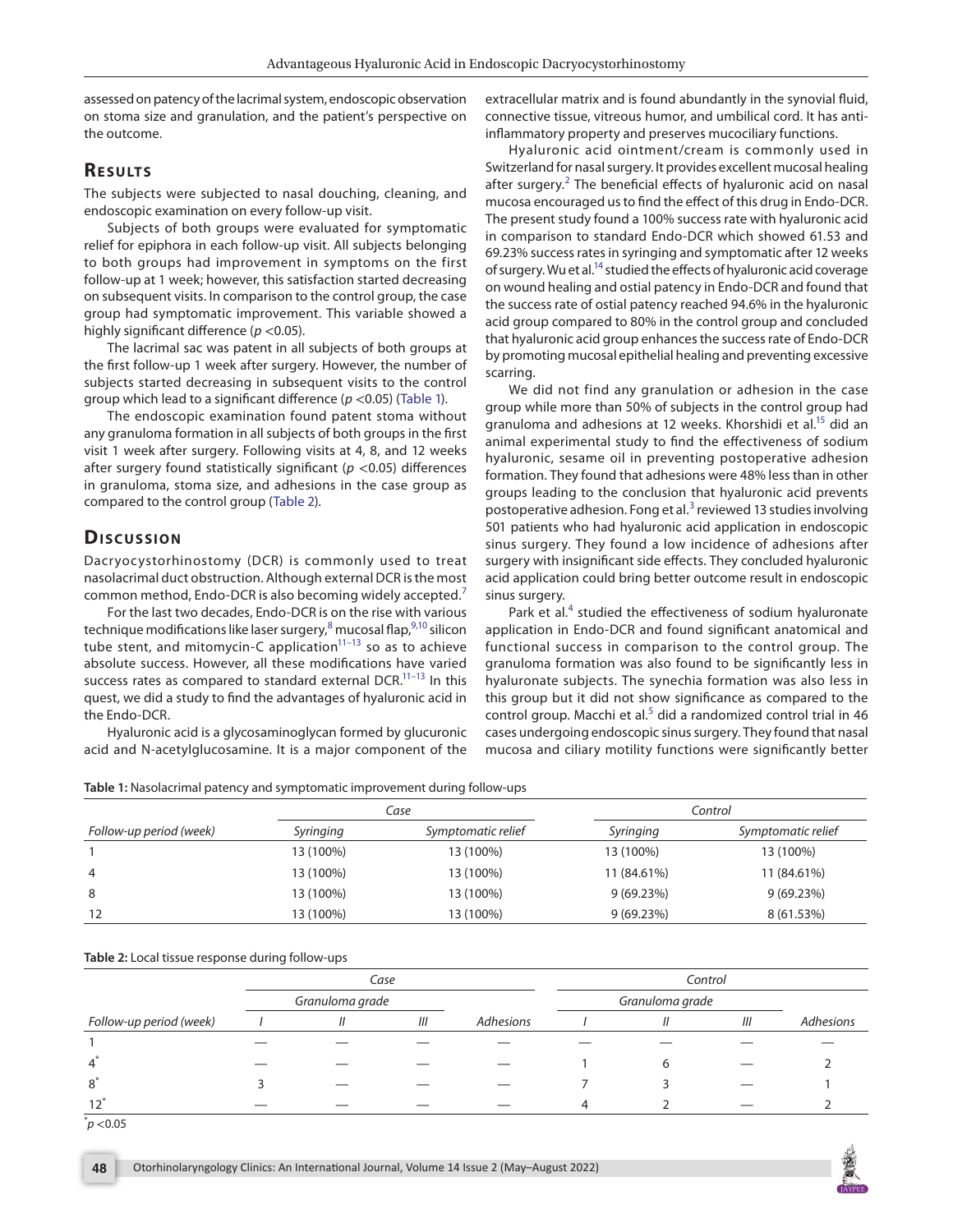assessed on patency of the lacrimal system, endoscopic observation on stoma size and granulation, and the patient's perspective on the outcome.

## Results

The subjects were subjected to nasal douching, cleaning, and endoscopic examination on every follow-up visit.

Subjects of both groups were evaluated for symptomatic relief for epiphora in each follow-up visit. All subjects belonging to both groups had improvement in symptoms on the first follow-up at 1 week; however, this satisfaction started decreasing on subsequent visits. In comparison to the control group, the case group had symptomatic improvement. This variable showed a highly significant difference ($p < 0.05$).

The lacrimal sac was patent in all subjects of both groups at the first follow-up 1 week after surgery. However, the number of subjects started decreasing in subsequent visits to the control group which lead to a significant difference ($p < 0.05$) (Table 1).

The endoscopic examination found patent stoma without any granuloma formation in all subjects of both groups in the first visit 1 week after surgery. Following visits at 4, 8, and 12 weeks after surgery found statistically significant ($p < 0.05$) differences in granuloma, stoma size, and adhesions in the case group as compared to the control group (Table 2).

## Discussion

Dacryocystorhinostomy (DCR) is commonly used to treat nasolacrimal duct obstruction. Although external DCR is the most common method, Endo-DCR is also becoming widely accepted.[7]

For the last two decades, Endo-DCR is on the rise with various technique modifications like laser surgery,[8] mucosal flap,[9,10] silicon tube stent, and mitomycin-C application[11–13] so as to achieve absolute success. However, all these modifications have varied success rates as compared to standard external DCR.[11–13] In this quest, we did a study to find the advantages of hyaluronic acid in the Endo-DCR.

Hyaluronic acid is a glycosaminoglycan formed by glucuronic acid and N-acetylglucosamine. It is a major component of the extracellular matrix and is found abundantly in the synovial fluid, connective tissue, vitreous humor, and umbilical cord. It has anti-inflammatory property and preserves mucociliary functions.

Hyaluronic acid ointment/cream is commonly used in Switzerland for nasal surgery. It provides excellent mucosal healing after surgery.[2] The beneficial effects of hyaluronic acid on nasal mucosa encouraged us to find the effect of this drug in Endo-DCR. The present study found a 100% success rate with hyaluronic acid in comparison to standard Endo-DCR which showed 61.53 and 69.23% success rates in syringing and symptomatic after 12 weeks of surgery. Wu et al.[14] studied the effects of hyaluronic acid coverage on wound healing and ostial patency in Endo-DCR and found that the success rate of ostial patency reached 94.6% in the hyaluronic acid group compared to 80% in the control group and concluded that hyaluronic acid group enhances the success rate of Endo-DCR by promoting mucosal epithelial healing and preventing excessive scarring.

We did not find any granulation or adhesion in the case group while more than 50% of subjects in the control group had granuloma and adhesions at 12 weeks. Khorshidi et al.[15] did an animal experimental study to find the effectiveness of sodium hyaluronic, sesame oil in preventing postoperative adhesion formation. They found that adhesions were 48% less than in other groups leading to the conclusion that hyaluronic acid prevents postoperative adhesion. Fong et al.[3] reviewed 13 studies involving 501 patients who had hyaluronic acid application in endoscopic sinus surgery. They found a low incidence of adhesions after surgery with insignificant side effects. They concluded hyaluronic acid application could bring better outcome result in endoscopic sinus surgery.

Park et al.[4] studied the effectiveness of sodium hyaluronate application in Endo-DCR and found significant anatomical and functional success in comparison to the control group. The granuloma formation was also found to be significantly less in hyaluronate subjects. The synechia formation was also less in this group but it did not show significance as compared to the control group. Macchi et al.[5] did a randomized control trial in 46 cases undergoing endoscopic sinus surgery. They found that nasal mucosa and ciliary motility functions were significantly better

**Table 1:** Nasolacrimal patency and symptomatic improvement during follow-ups

| | Case | | Control | |
|---|---|---|---|---|
| *Follow-up period (week)* | *Syringing* | *Symptomatic relief* | *Syringing* | *Symptomatic relief* |
| 1 | 13 (100%) | 13 (100%) | 13 (100%) | 13 (100%) |
| 4 | 13 (100%) | 13 (100%) | 11 (84.61%) | 11 (84.61%) |
| 8 | 13 (100%) | 13 (100%) | 9 (69.23%) | 9 (69.23%) |
| 12 | 13 (100%) | 13 (100%) | 9 (69.23%) | 8 (61.53%) |

**Table 2:** Local tissue response during follow-ups

| | Case | | | | Control | | | |
|---|---|---|---|---|---|---|---|---|
| | Granuloma grade | | | | Granuloma grade | | | |
| *Follow-up period (week)* | *I* | *II* | *III* | *Adhesions* | *I* | *II* | *III* | *Adhesions* |
| 1 | — | — | — | — | — | — | — | — |
| 4* | — | — | — | — | 1 | 6 | — | 2 |
| 8* | 3 | — | — | — | 7 | 3 | — | 1 |
| 12* | — | — | — | — | 4 | 2 | — | 2 |

*$p < 0.05$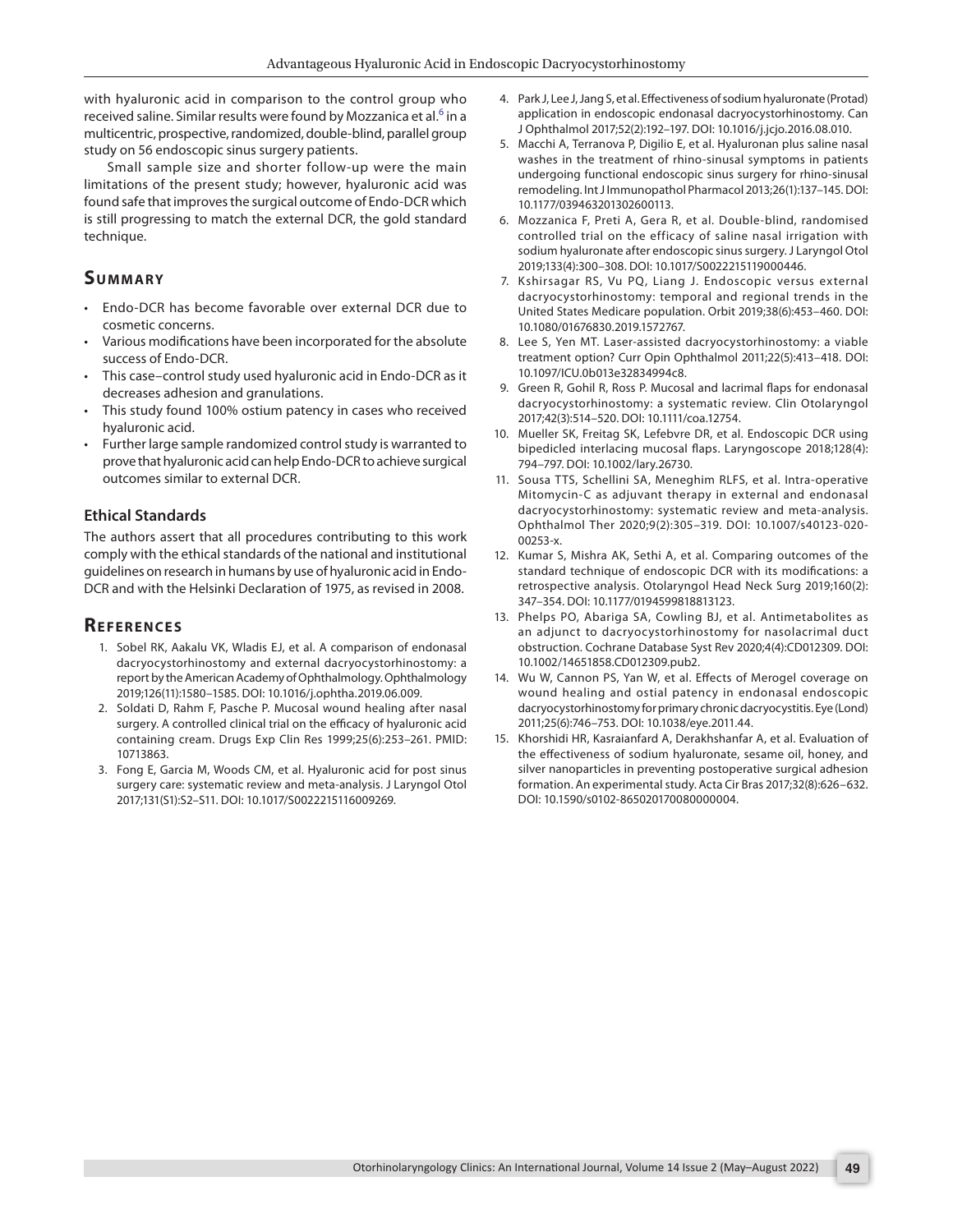with hyaluronic acid in comparison to the control group who received saline. Similar results were found by Mozzanica et al.[6] in a multicentric, prospective, randomized, double-blind, parallel group study on 56 endoscopic sinus surgery patients.

Small sample size and shorter follow-up were the main limitations of the present study; however, hyaluronic acid was found safe that improves the surgical outcome of Endo-DCR which is still progressing to match the external DCR, the gold standard technique.

## Summary

- Endo-DCR has become favorable over external DCR due to cosmetic concerns.
- Various modifications have been incorporated for the absolute success of Endo-DCR.
- This case–control study used hyaluronic acid in Endo-DCR as it decreases adhesion and granulations.
- This study found 100% ostium patency in cases who received hyaluronic acid.
- Further large sample randomized control study is warranted to prove that hyaluronic acid can help Endo-DCR to achieve surgical outcomes similar to external DCR.

### Ethical Standards

The authors assert that all procedures contributing to this work comply with the ethical standards of the national and institutional guidelines on research in humans by use of hyaluronic acid in Endo-DCR and with the Helsinki Declaration of 1975, as revised in 2008.

## References

1. Sobel RK, Aakalu VK, Wladis EJ, et al. A comparison of endonasal dacryocystorhinostomy and external dacryocystorhinostomy: a report by the American Academy of Ophthalmology. Ophthalmology 2019;126(11):1580–1585. DOI: 10.1016/j.ophtha.2019.06.009.
2. Soldati D, Rahm F, Pasche P. Mucosal wound healing after nasal surgery. A controlled clinical trial on the efficacy of hyaluronic acid containing cream. Drugs Exp Clin Res 1999;25(6):253–261. PMID: 10713863.
3. Fong E, Garcia M, Woods CM, et al. Hyaluronic acid for post sinus surgery care: systematic review and meta-analysis. J Laryngol Otol 2017;131(S1):S2–S11. DOI: 10.1017/S0022215116009269.
4. Park J, Lee J, Jang S, et al. Effectiveness of sodium hyaluronate (Protad) application in endoscopic endonasal dacryocystorhinostomy. Can J Ophthalmol 2017;52(2):192–197. DOI: 10.1016/j.jcjo.2016.08.010.
5. Macchi A, Terranova P, Digilio E, et al. Hyaluronan plus saline nasal washes in the treatment of rhino-sinusal symptoms in patients undergoing functional endoscopic sinus surgery for rhino-sinusal remodeling. Int J Immunopathol Pharmacol 2013;26(1):137–145. DOI: 10.1177/039463201302600113.
6. Mozzanica F, Preti A, Gera R, et al. Double-blind, randomised controlled trial on the efficacy of saline nasal irrigation with sodium hyaluronate after endoscopic sinus surgery. J Laryngol Otol 2019;133(4):300–308. DOI: 10.1017/S0022215119000446.
7. Kshirsagar RS, Vu PQ, Liang J. Endoscopic versus external dacryocystorhinostomy: temporal and regional trends in the United States Medicare population. Orbit 2019;38(6):453–460. DOI: 10.1080/01676830.2019.1572767.
8. Lee S, Yen MT. Laser-assisted dacryocystorhinostomy: a viable treatment option? Curr Opin Ophthalmol 2011;22(5):413–418. DOI: 10.1097/ICU.0b013e32834994c8.
9. Green R, Gohil R, Ross P. Mucosal and lacrimal flaps for endonasal dacryocystorhinostomy: a systematic review. Clin Otolaryngol 2017;42(3):514–520. DOI: 10.1111/coa.12754.
10. Mueller SK, Freitag SK, Lefebvre DR, et al. Endoscopic DCR using bipedicled interlacing mucosal flaps. Laryngoscope 2018;128(4): 794–797. DOI: 10.1002/lary.26730.
11. Sousa TTS, Schellini SA, Meneghim RLFS, et al. Intra-operative Mitomycin-C as adjuvant therapy in external and endonasal dacryocystorhinostomy: systematic review and meta-analysis. Ophthalmol Ther 2020;9(2):305–319. DOI: 10.1007/s40123-020-00253-x.
12. Kumar S, Mishra AK, Sethi A, et al. Comparing outcomes of the standard technique of endoscopic DCR with its modifications: a retrospective analysis. Otolaryngol Head Neck Surg 2019;160(2): 347–354. DOI: 10.1177/0194599818813123.
13. Phelps PO, Abariga SA, Cowling BJ, et al. Antimetabolites as an adjunct to dacryocystorhinostomy for nasolacrimal duct obstruction. Cochrane Database Syst Rev 2020;4(4):CD012309. DOI: 10.1002/14651858.CD012309.pub2.
14. Wu W, Cannon PS, Yan W, et al. Effects of Merogel coverage on wound healing and ostial patency in endonasal endoscopic dacryocystorhinostomy for primary chronic dacryocystitis. Eye (Lond) 2011;25(6):746–753. DOI: 10.1038/eye.2011.44.
15. Khorshidi HR, Kasraianfard A, Derakhshanfar A, et al. Evaluation of the effectiveness of sodium hyaluronate, sesame oil, honey, and silver nanoparticles in preventing postoperative surgical adhesion formation. An experimental study. Acta Cir Bras 2017;32(8):626–632. DOI: 10.1590/s0102-865020170080000004.